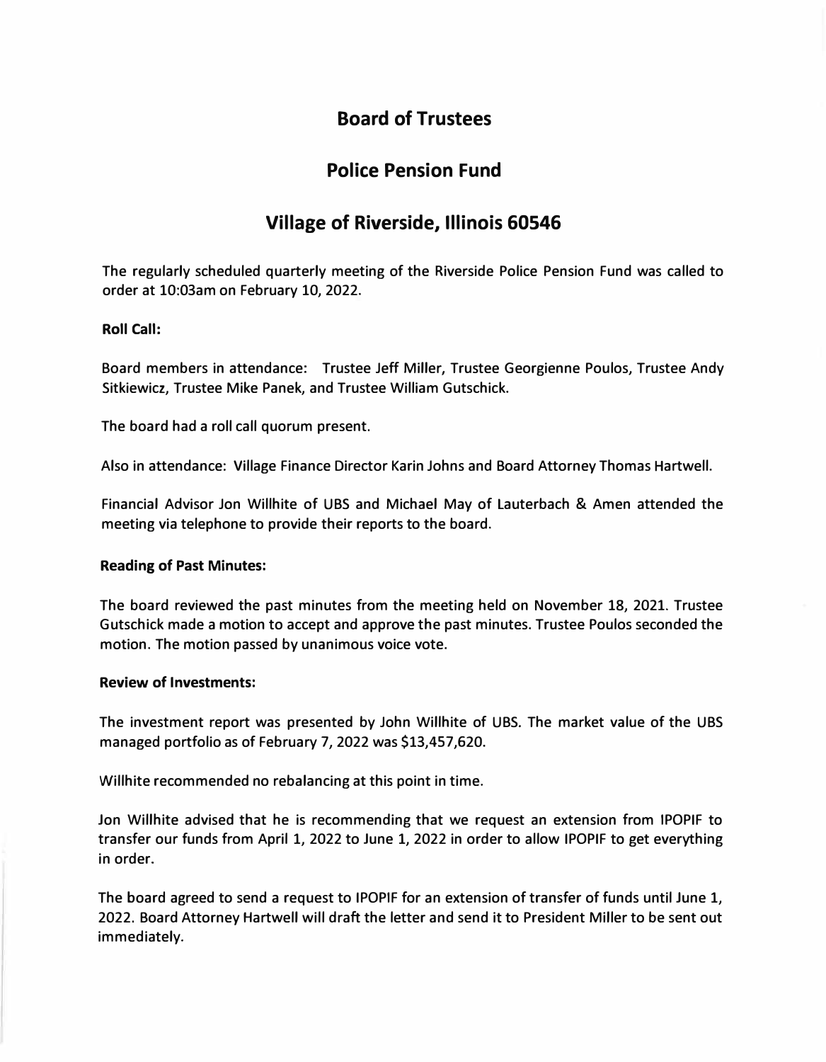# Board of Trustees

## Police Pension Fund

## Village of Riverside, Illinois 60546

The regularly scheduled quarterly meeting of the Riverside Police Pension Fund was called to order at 10:03am on February 10, 2022.

**Roll Call:**

Board members in attendance: Trustee Jeff Miller, Trustee Georgienne Poulos, Trustee Andy Sitkiewicz, Trustee Mike Panek, and Trustee William Gutschick.

The board had a roll call quorum present.

Also in attendance: Village Finance Director Karin Johns and Board Attorney Thomas Hartwell.

Financial Advisor Jon Willhite of UBS and Michael May of Lauterbach & Amen attended the meeting via telephone to provide their reports to the board.

**Reading of Past Minutes:**

The board reviewed the past minutes from the meeting held on November 18, 2021. Trustee Gutschick made a motion to accept and approve the past minutes. Trustee Poulos seconded the motion. The motion passed by unanimous voice vote.

**Review of Investments:**

The investment report was presented by John Willhite of UBS. The market value of the UBS managed portfolio as of February 7, 2022 was $13,457,620.

Willhite recommended no rebalancing at this point in time.

Jon Willhite advised that he is recommending that we request an extension from IPOPIF to transfer our funds from April 1, 2022 to June 1, 2022 in order to allow IPOPIF to get everything in order.

The board agreed to send a request to IPOPIF for an extension of transfer of funds until June 1, 2022. Board Attorney Hartwell will draft the letter and send it to President Miller to be sent out immediately.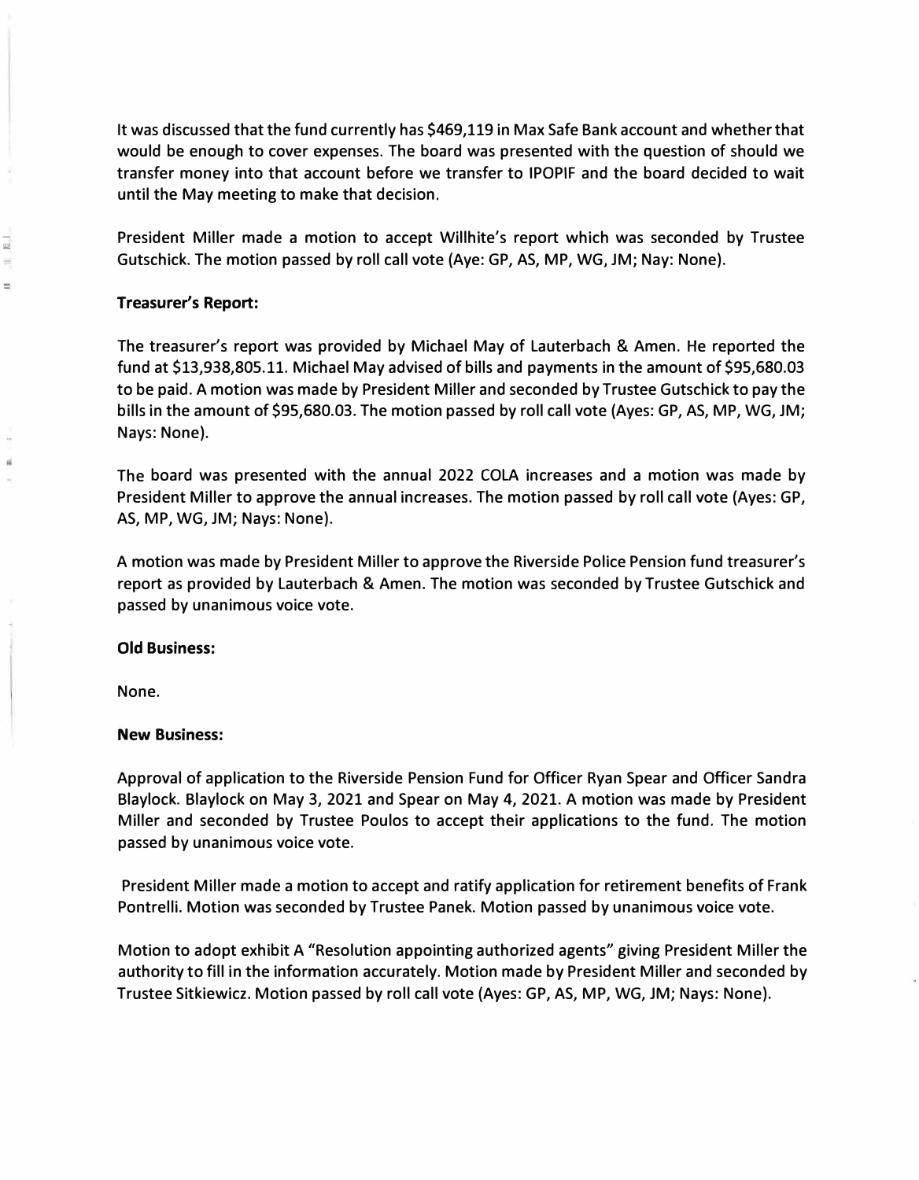It was discussed that the fund currently has $469,119 in Max Safe Bank account and whether that would be enough to cover expenses. The board was presented with the question of should we transfer money into that account before we transfer to IPOPIF and the board decided to wait until the May meeting to make that decision.

President Miller made a motion to accept Willhite's report which was seconded by Trustee Gutschick. The motion passed by roll call vote (Aye: GP, AS, MP, WG, JM; Nay: None).

**Treasurer's Report:**

The treasurer's report was provided by Michael May of Lauterbach & Amen. He reported the fund at $13,938,805.11. Michael May advised of bills and payments in the amount of $95,680.03 to be paid. A motion was made by President Miller and seconded by Trustee Gutschick to pay the bills in the amount of $95,680.03. The motion passed by roll call vote (Ayes: GP, AS, MP, WG, JM; Nays: None).

The board was presented with the annual 2022 COLA increases and a motion was made by President Miller to approve the annual increases. The motion passed by roll call vote (Ayes: GP, AS, MP, WG, JM; Nays: None).

A motion was made by President Miller to approve the Riverside Police Pension fund treasurer's report as provided by Lauterbach & Amen. The motion was seconded by Trustee Gutschick and passed by unanimous voice vote.

**Old Business:**

None.

**New Business:**

Approval of application to the Riverside Pension Fund for Officer Ryan Spear and Officer Sandra Blaylock. Blaylock on May 3, 2021 and Spear on May 4, 2021. A motion was made by President Miller and seconded by Trustee Poulos to accept their applications to the fund. The motion passed by unanimous voice vote.

President Miller made a motion to accept and ratify application for retirement benefits of Frank Pontrelli. Motion was seconded by Trustee Panek. Motion passed by unanimous voice vote.

Motion to adopt exhibit A "Resolution appointing authorized agents" giving President Miller the authority to fill in the information accurately. Motion made by President Miller and seconded by Trustee Sitkiewicz. Motion passed by roll call vote (Ayes: GP, AS, MP, WG, JM; Nays: None).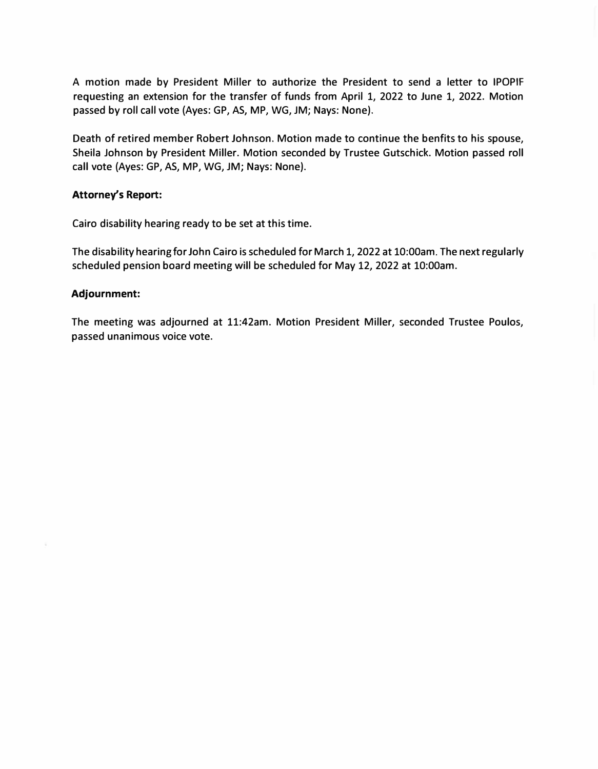A motion made by President Miller to authorize the President to send a letter to IPOPIF requesting an extension for the transfer of funds from April 1, 2022 to June 1, 2022. Motion passed by roll call vote (Ayes: GP, AS, MP, WG, JM; Nays: None).

Death of retired member Robert Johnson. Motion made to continue the benfits to his spouse, Sheila Johnson by President Miller. Motion seconded by Trustee Gutschick. Motion passed roll call vote (Ayes: GP, AS, MP, WG, JM; Nays: None).

**Attorney's Report:**

Cairo disability hearing ready to be set at this time.

The disability hearing for John Cairo is scheduled for March 1, 2022 at 10:00am. The next regularly scheduled pension board meeting will be scheduled for May 12, 2022 at 10:00am.

**Adjournment:**

The meeting was adjourned at 11:42am. Motion President Miller, seconded Trustee Poulos, passed unanimous voice vote.